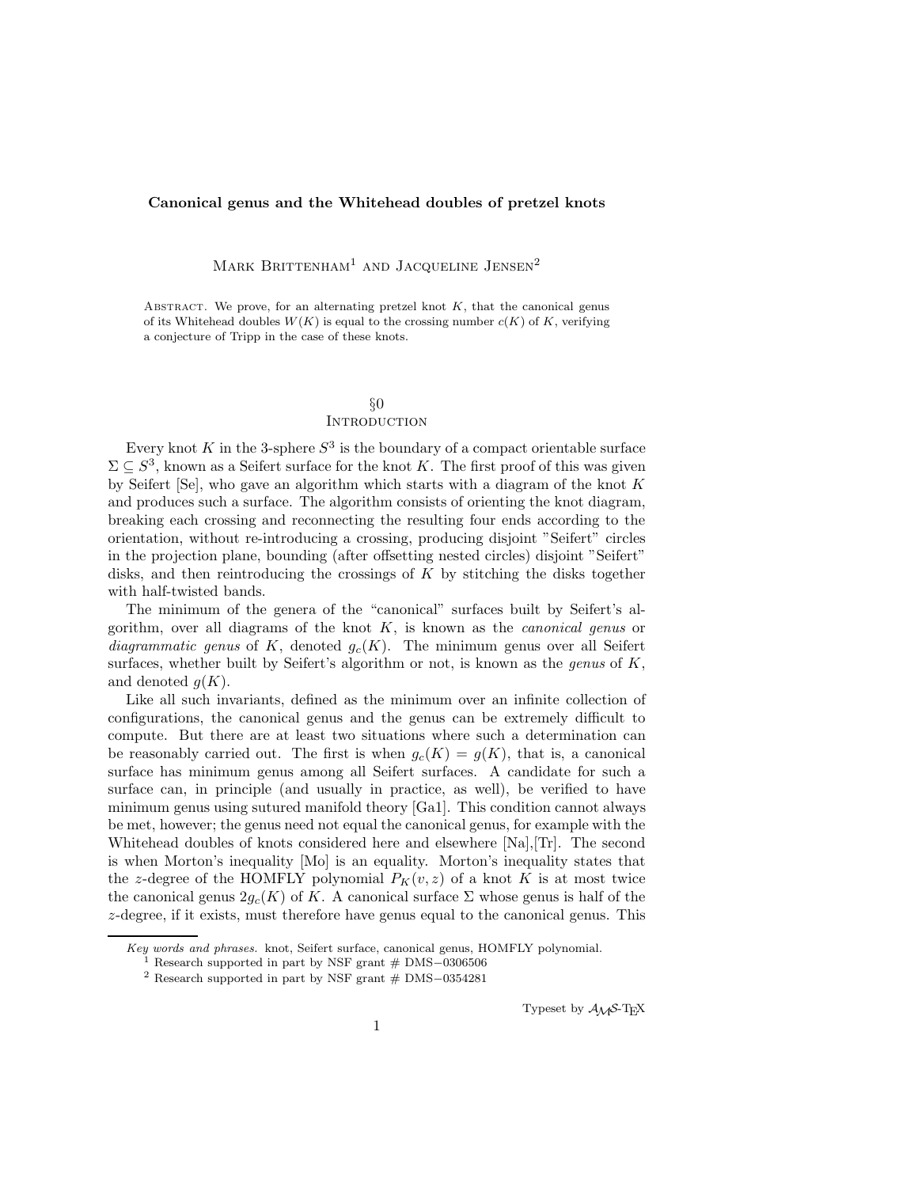# Canonical genus and the Whitehead doubles of pretzel knots

Mark Brittenham[1] and Jacqueline Jensen[2]

Abstract. We prove, for an alternating pretzel knot $K$, that the canonical genus of its Whitehead doubles $W(K)$ is equal to the crossing number $c(K)$ of $K$, verifying a conjecture of Tripp in the case of these knots.

## §0
## Introduction

Every knot $K$ in the 3-sphere $S^3$ is the boundary of a compact orientable surface $\Sigma \subseteq S^3$, known as a Seifert surface for the knot $K$. The first proof of this was given by Seifert [Se], who gave an algorithm which starts with a diagram of the knot $K$ and produces such a surface. The algorithm consists of orienting the knot diagram, breaking each crossing and reconnecting the resulting four ends according to the orientation, without re-introducing a crossing, producing disjoint "Seifert" circles in the projection plane, bounding (after offsetting nested circles) disjoint "Seifert" disks, and then reintroducing the crossings of $K$ by stitching the disks together with half-twisted bands.

The minimum of the genera of the "canonical" surfaces built by Seifert's algorithm, over all diagrams of the knot $K$, is known as the *canonical genus* or *diagrammatic genus* of $K$, denoted $g_c(K)$. The minimum genus over all Seifert surfaces, whether built by Seifert's algorithm or not, is known as the *genus* of $K$, and denoted $g(K)$.

Like all such invariants, defined as the minimum over an infinite collection of configurations, the canonical genus and the genus can be extremely difficult to compute. But there are at least two situations where such a determination can be reasonably carried out. The first is when $g_c(K) = g(K)$, that is, a canonical surface has minimum genus among all Seifert surfaces. A candidate for such a surface can, in principle (and usually in practice, as well), be verified to have minimum genus using sutured manifold theory [Ga1]. This condition cannot always be met, however; the genus need not equal the canonical genus, for example with the Whitehead doubles of knots considered here and elsewhere [Na],[Tr]. The second is when Morton's inequality [Mo] is an equality. Morton's inequality states that the $z$-degree of the HOMFLY polynomial $P_K(v, z)$ of a knot $K$ is at most twice the canonical genus $2g_c(K)$ of $K$. A canonical surface $\Sigma$ whose genus is half of the $z$-degree, if it exists, must therefore have genus equal to the canonical genus. This

*Key words and phrases.* knot, Seifert surface, canonical genus, HOMFLY polynomial.

[1] Research supported in part by NSF grant # DMS−0306506

[2] Research supported in part by NSF grant # DMS−0354281

Typeset by $\mathcal{A}_\mathcal{M}\mathcal{S}$-TEX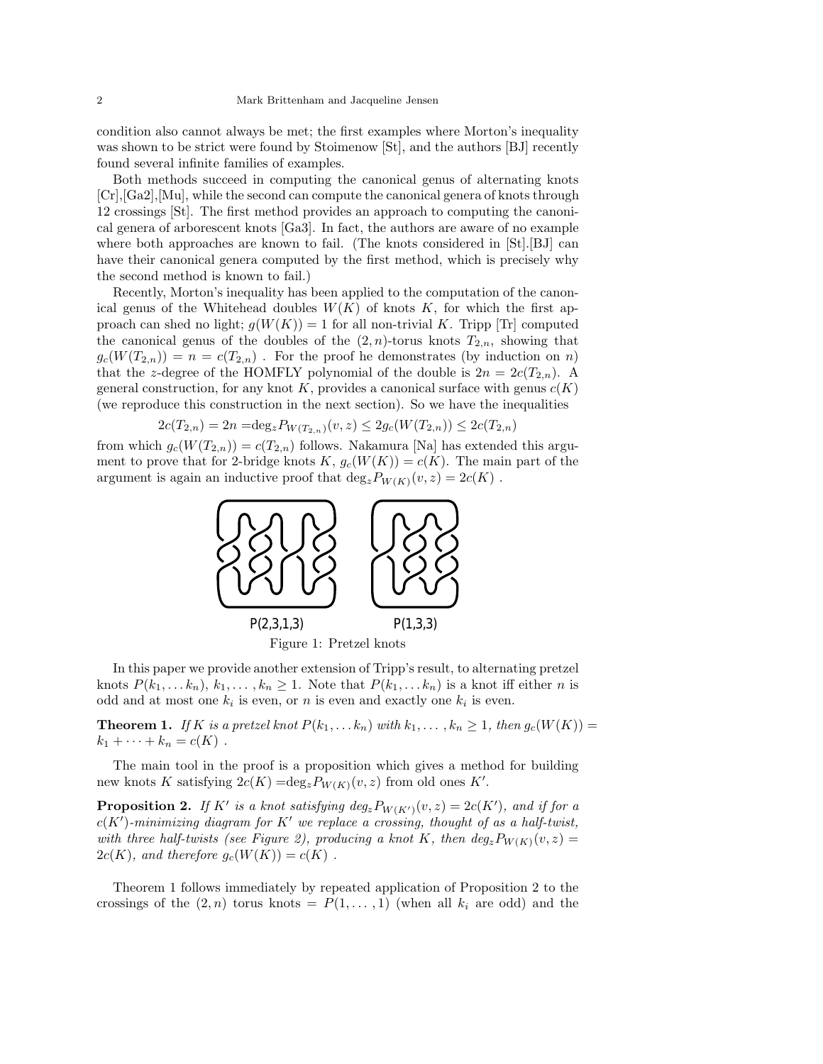condition also cannot always be met; the first examples where Morton's inequality was shown to be strict were found by Stoimenow [St], and the authors [BJ] recently found several infinite families of examples.

Both methods succeed in computing the canonical genus of alternating knots [Cr],[Ga2],[Mu], while the second can compute the canonical genera of knots through 12 crossings [St]. The first method provides an approach to computing the canonical genera of arborescent knots [Ga3]. In fact, the authors are aware of no example where both approaches are known to fail. (The knots considered in [St].[BJ] can have their canonical genera computed by the first method, which is precisely why the second method is known to fail.)

Recently, Morton's inequality has been applied to the computation of the canonical genus of the Whitehead doubles $W(K)$ of knots $K$, for which the first approach can shed no light; $g(W(K)) = 1$ for all non-trivial $K$. Tripp [Tr] computed the canonical genus of the doubles of the $(2,n)$-torus knots $T_{2,n}$, showing that $g_c(W(T_{2,n})) = n = c(T_{2,n})$ . For the proof he demonstrates (by induction on $n$) that the $z$-degree of the HOMFLY polynomial of the double is $2n = 2c(T_{2,n})$. A general construction, for any knot $K$, provides a canonical surface with genus $c(K)$ (we reproduce this construction in the next section). So we have the inequalities

$$2c(T_{2,n}) = 2n = \deg_z P_{W(T_{2,n})}(v,z) \leq 2g_c(W(T_{2,n})) \leq 2c(T_{2,n})$$

from which $g_c(W(T_{2,n})) = c(T_{2,n})$ follows. Nakamura [Na] has extended this argument to prove that for 2-bridge knots $K$, $g_c(W(K)) = c(K)$. The main part of the argument is again an inductive proof that $\deg_z P_{W(K)}(v,z) = 2c(K)$ .

P(2,3,1,3) P(1,3,3)

Figure 1: Pretzel knots

In this paper we provide another extension of Tripp's result, to alternating pretzel knots $P(k_1,\dots k_n)$, $k_1,\dots,k_n \geq 1$. Note that $P(k_1,\dots k_n)$ is a knot iff either $n$ is odd and at most one $k_i$ is even, or $n$ is even and exactly one $k_i$ is even.

**Theorem 1.** *If $K$ is a pretzel knot $P(k_1,\dots k_n)$ with $k_1,\dots,k_n \geq 1$, then $g_c(W(K)) = k_1 + \cdots + k_n = c(K)$ .*

The main tool in the proof is a proposition which gives a method for building new knots $K$ satisfying $2c(K) = \deg_z P_{W(K)}(v,z)$ from old ones $K'$.

**Proposition 2.** *If $K'$ is a knot satisfying $\deg_z P_{W(K')}(v,z) = 2c(K')$, and if for a $c(K')$-minimizing diagram for $K'$ we replace a crossing, thought of as a half-twist, with three half-twists (see Figure 2), producing a knot $K$, then $\deg_z P_{W(K)}(v,z) = 2c(K)$, and therefore $g_c(W(K)) = c(K)$ .*

Theorem 1 follows immediately by repeated application of Proposition 2 to the crossings of the $(2,n)$ torus knots $= P(1,\dots,1)$ (when all $k_i$ are odd) and the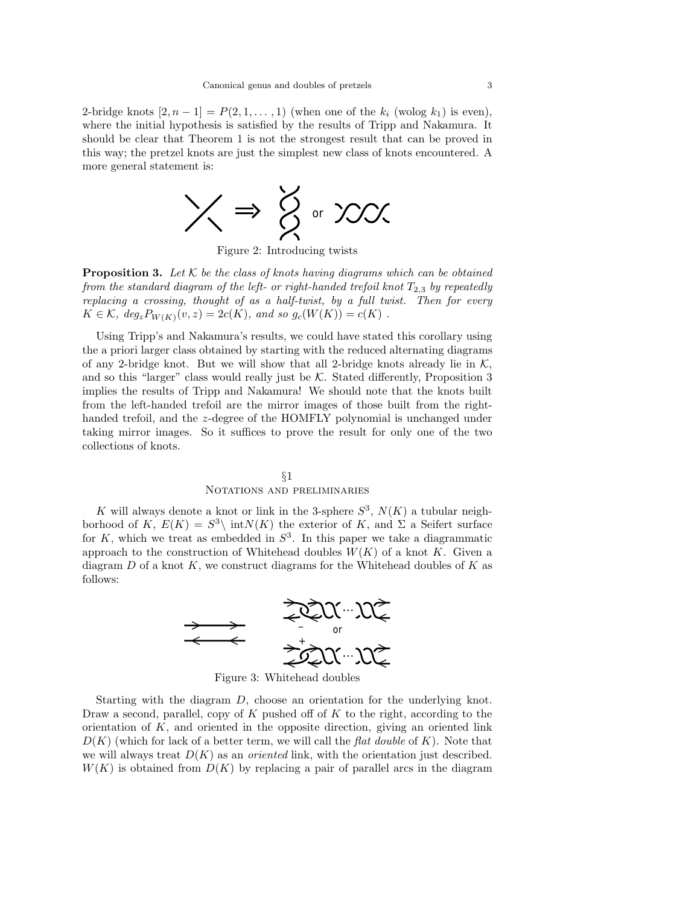2-bridge knots $[2, n-1] = P(2, 1, \dots, 1)$ (when one of the $k_i$ (wolog $k_1$) is even), where the initial hypothesis is satisfied by the results of Tripp and Nakamura. It should be clear that Theorem 1 is not the strongest result that can be proved in this way; the pretzel knots are just the simplest new class of knots encountered. A more general statement is:

Figure 2: Introducing twists

**Proposition 3.** *Let $\mathcal{K}$ be the class of knots having diagrams which can be obtained from the standard diagram of the left- or right-handed trefoil knot $T_{2,3}$ by repeatedly replacing a crossing, thought of as a half-twist, by a full twist. Then for every $K \in \mathcal{K}$, $deg_z P_{W(K)}(v, z) = 2c(K)$, and so $g_c(W(K)) = c(K)$ .*

Using Tripp's and Nakamura's results, we could have stated this corollary using the a priori larger class obtained by starting with the reduced alternating diagrams of any 2-bridge knot. But we will show that all 2-bridge knots already lie in $\mathcal{K}$, and so this "larger" class would really just be $\mathcal{K}$. Stated differently, Proposition 3 implies the results of Tripp and Nakamura! We should note that the knots built from the left-handed trefoil are the mirror images of those built from the right-handed trefoil, and the $z$-degree of the HOMFLY polynomial is unchanged under taking mirror images. So it suffices to prove the result for only one of the two collections of knots.

## §1
## Notations and preliminaries

$K$ will always denote a knot or link in the 3-sphere $S^3$, $N(K)$ a tubular neighborhood of $K$, $E(K) = S^3 \setminus \text{int}N(K)$ the exterior of $K$, and $\Sigma$ a Seifert surface for $K$, which we treat as embedded in $S^3$. In this paper we take a diagrammatic approach to the construction of Whitehead doubles $W(K)$ of a knot $K$. Given a diagram $D$ of a knot $K$, we construct diagrams for the Whitehead doubles of $K$ as follows:

Figure 3: Whitehead doubles

Starting with the diagram $D$, choose an orientation for the underlying knot. Draw a second, parallel, copy of $K$ pushed off of $K$ to the right, according to the orientation of $K$, and oriented in the opposite direction, giving an oriented link $D(K)$ (which for lack of a better term, we will call the *flat double* of $K$). Note that we will always treat $D(K)$ as an *oriented* link, with the orientation just described. $W(K)$ is obtained from $D(K)$ by replacing a pair of parallel arcs in the diagram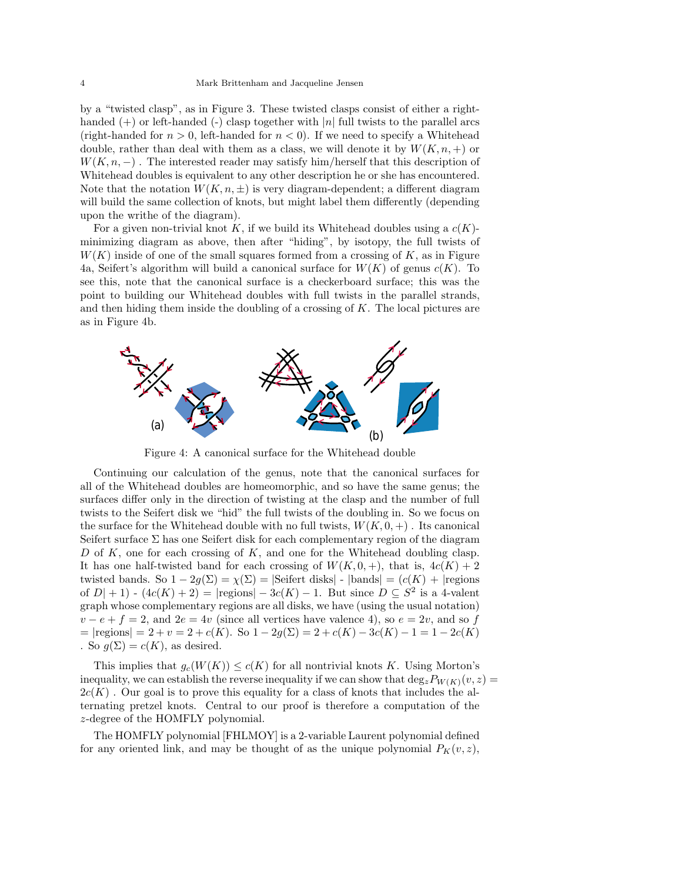by a "twisted clasp", as in Figure 3. These twisted clasps consist of either a right-handed (+) or left-handed (-) clasp together with $|n|$ full twists to the parallel arcs (right-handed for $n > 0$, left-handed for $n < 0$). If we need to specify a Whitehead double, rather than deal with them as a class, we will denote it by $W(K, n, +)$ or $W(K, n, -)$ . The interested reader may satisfy him/herself that this description of Whitehead doubles is equivalent to any other description he or she has encountered. Note that the notation $W(K, n, \pm)$ is very diagram-dependent; a different diagram will build the same collection of knots, but might label them differently (depending upon the writhe of the diagram).

For a given non-trivial knot $K$, if we build its Whitehead doubles using a $c(K)$-minimizing diagram as above, then after "hiding", by isotopy, the full twists of $W(K)$ inside of one of the small squares formed from a crossing of $K$, as in Figure 4a, Seifert's algorithm will build a canonical surface for $W(K)$ of genus $c(K)$. To see this, note that the canonical surface is a checkerboard surface; this was the point to building our Whitehead doubles with full twists in the parallel strands, and then hiding them inside the doubling of a crossing of $K$. The local pictures are as in Figure 4b.

Figure 4: A canonical surface for the Whitehead double

Continuing our calculation of the genus, note that the canonical surfaces for all of the Whitehead doubles are homeomorphic, and so have the same genus; the surfaces differ only in the direction of twisting at the clasp and the number of full twists to the Seifert disk we "hid" the full twists of the doubling in. So we focus on the surface for the Whitehead double with no full twists, $W(K, 0, +)$ . Its canonical Seifert surface $\Sigma$ has one Seifert disk for each complementary region of the diagram $D$ of $K$, one for each crossing of $K$, and one for the Whitehead doubling clasp. It has one half-twisted band for each crossing of $W(K, 0, +)$, that is, $4c(K) + 2$ twisted bands. So $1 - 2g(\Sigma) = \chi(\Sigma) = |\text{Seifert disks}| - |\text{bands}| = (c(K) + |\text{regions of } D| + 1) - (4c(K) + 2) = |\text{regions}| - 3c(K) - 1$. But since $D \subseteq S^2$ is a 4-valent graph whose complementary regions are all disks, we have (using the usual notation) $v - e + f = 2$, and $2e = 4v$ (since all vertices have valence 4), so $e = 2v$, and so $f = |\text{regions}| = 2 + v = 2 + c(K)$. So $1 - 2g(\Sigma) = 2 + c(K) - 3c(K) - 1 = 1 - 2c(K)$ . So $g(\Sigma) = c(K)$, as desired.

This implies that $g_c(W(K)) \leq c(K)$ for all nontrivial knots $K$. Using Morton's inequality, we can establish the reverse inequality if we can show that $\deg_z P_{W(K)}(v, z) = 2c(K)$ . Our goal is to prove this equality for a class of knots that includes the alternating pretzel knots. Central to our proof is therefore a computation of the $z$-degree of the HOMFLY polynomial.

The HOMFLY polynomial [FHLMOY] is a 2-variable Laurent polynomial defined for any oriented link, and may be thought of as the unique polynomial $P_K(v, z)$,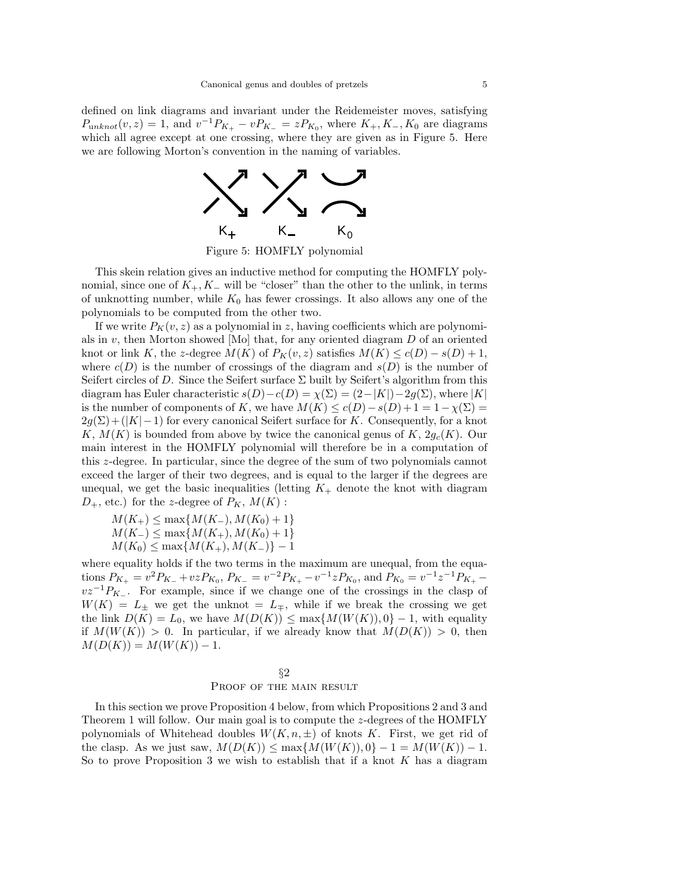defined on link diagrams and invariant under the Reidemeister moves, satisfying $P_{unknot}(v,z) = 1$, and $v^{-1}P_{K_+} - vP_{K_-} = zP_{K_0}$, where $K_+, K_-, K_0$ are diagrams which all agree except at one crossing, where they are given as in Figure 5. Here we are following Morton's convention in the naming of variables.

Figure 5: HOMFLY polynomial

This skein relation gives an inductive method for computing the HOMFLY polynomial, since one of $K_+, K_-$ will be "closer" than the other to the unlink, in terms of unknotting number, while $K_0$ has fewer crossings. It also allows any one of the polynomials to be computed from the other two.

If we write $P_K(v,z)$ as a polynomial in $z$, having coefficients which are polynomials in $v$, then Morton showed [Mo] that, for any oriented diagram $D$ of an oriented knot or link $K$, the $z$-degree $M(K)$ of $P_K(v,z)$ satisfies $M(K) \leq c(D) - s(D) + 1$, where $c(D)$ is the number of crossings of the diagram and $s(D)$ is the number of Seifert circles of $D$. Since the Seifert surface $\Sigma$ built by Seifert's algorithm from this diagram has Euler characteristic $s(D) - c(D) = \chi(\Sigma) = (2-|K|) - 2g(\Sigma)$, where $|K|$ is the number of components of $K$, we have $M(K) \leq c(D) - s(D) + 1 = 1 - \chi(\Sigma) = 2g(\Sigma) + (|K|-1)$ for every canonical Seifert surface for $K$. Consequently, for a knot $K$, $M(K)$ is bounded from above by twice the canonical genus of $K$, $2g_c(K)$. Our main interest in the HOMFLY polynomial will therefore be in a computation of this $z$-degree. In particular, since the degree of the sum of two polynomials cannot exceed the larger of their two degrees, and is equal to the larger if the degrees are unequal, we get the basic inequalities (letting $K_+$ denote the knot with diagram $D_+$, etc.) for the $z$-degree of $P_K$, $M(K)$ :

$$M(K_+) \leq \max\{M(K_-), M(K_0) + 1\}$$
$$M(K_-) \leq \max\{M(K_+), M(K_0) + 1\}$$
$$M(K_0) \leq \max\{M(K_+), M(K_-)\} - 1$$

where equality holds if the two terms in the maximum are unequal, from the equations $P_{K_+} = v^2 P_{K_-} + vzP_{K_0}$, $P_{K_-} = v^{-2}P_{K_+} - v^{-1}zP_{K_0}$, and $P_{K_0} = v^{-1}z^{-1}P_{K_+} - vz^{-1}P_{K_-}$. For example, since if we change one of the crossings in the clasp of $W(K) = L_\pm$ we get the unknot $= L_\mp$, while if we break the crossing we get the link $D(K) = L_0$, we have $M(D(K)) \leq \max\{M(W(K)), 0\} - 1$, with equality if $M(W(K)) > 0$. In particular, if we already know that $M(D(K)) > 0$, then $M(D(K)) = M(W(K)) - 1$.

## §2
## Proof of the main result

In this section we prove Proposition 4 below, from which Propositions 2 and 3 and Theorem 1 will follow. Our main goal is to compute the $z$-degrees of the HOMFLY polynomials of Whitehead doubles $W(K, n, \pm)$ of knots $K$. First, we get rid of the clasp. As we just saw, $M(D(K)) \leq \max\{M(W(K)), 0\} - 1 = M(W(K)) - 1$. So to prove Proposition 3 we wish to establish that if a knot $K$ has a diagram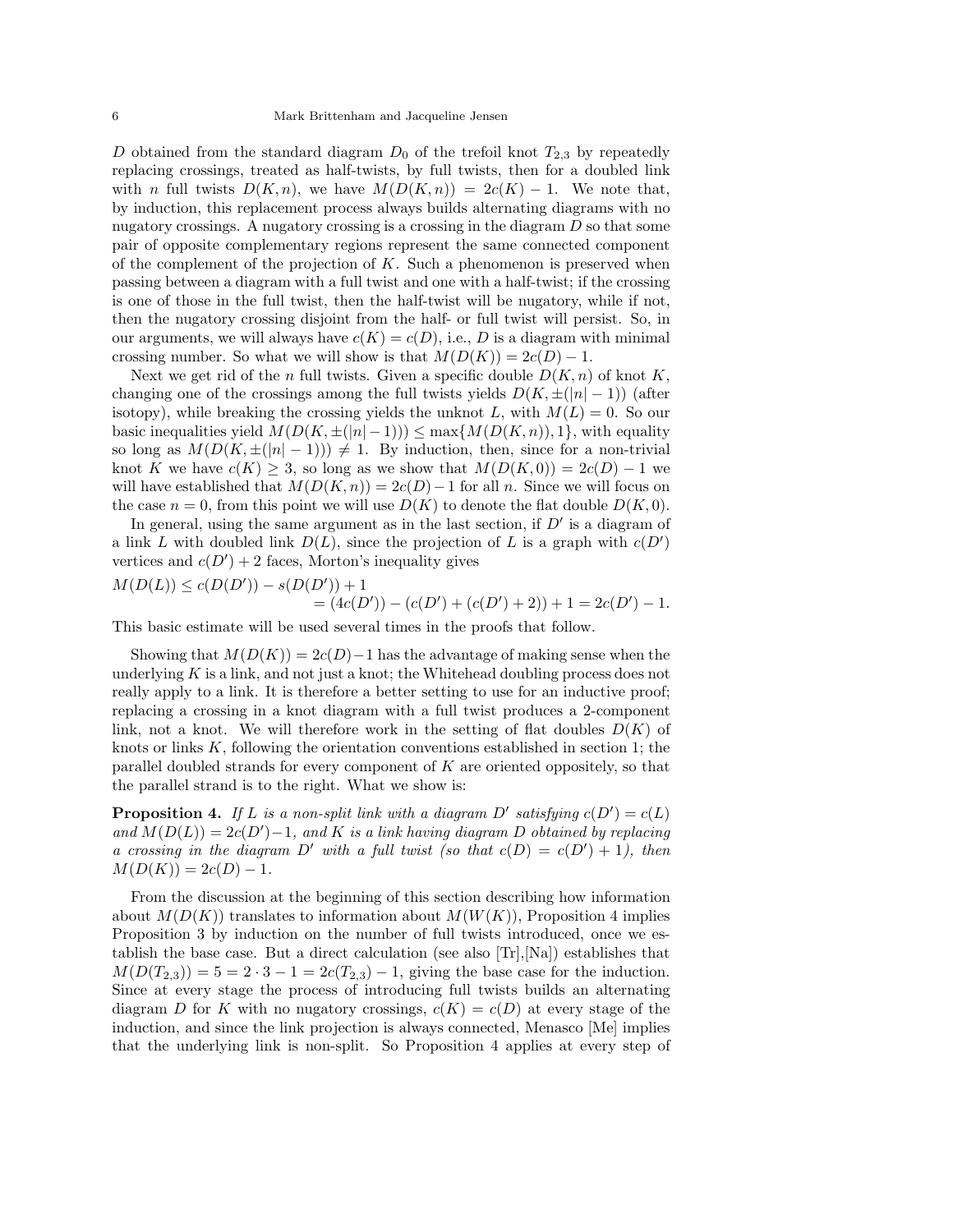$D$ obtained from the standard diagram $D_0$ of the trefoil knot $T_{2,3}$ by repeatedly replacing crossings, treated as half-twists, by full twists, then for a doubled link with $n$ full twists $D(K,n)$, we have $M(D(K,n)) = 2c(K) - 1$. We note that, by induction, this replacement process always builds alternating diagrams with no nugatory crossings. A nugatory crossing is a crossing in the diagram $D$ so that some pair of opposite complementary regions represent the same connected component of the complement of the projection of $K$. Such a phenomenon is preserved when passing between a diagram with a full twist and one with a half-twist; if the crossing is one of those in the full twist, then the half-twist will be nugatory, while if not, then the nugatory crossing disjoint from the half- or full twist will persist. So, in our arguments, we will always have $c(K) = c(D)$, i.e., $D$ is a diagram with minimal crossing number. So what we will show is that $M(D(K)) = 2c(D) - 1$.

Next we get rid of the $n$ full twists. Given a specific double $D(K,n)$ of knot $K$, changing one of the crossings among the full twists yields $D(K, \pm(|n|-1))$ (after isotopy), while breaking the crossing yields the unknot $L$, with $M(L) = 0$. So our basic inequalities yield $M(D(K, \pm(|n|-1))) \leq \max\{M(D(K,n)), 1\}$, with equality so long as $M(D(K, \pm(|n|-1))) \neq 1$. By induction, then, since for a non-trivial knot $K$ we have $c(K) \geq 3$, so long as we show that $M(D(K,0)) = 2c(D) - 1$ we will have established that $M(D(K,n)) = 2c(D) - 1$ for all $n$. Since we will focus on the case $n = 0$, from this point we will use $D(K)$ to denote the flat double $D(K,0)$.

In general, using the same argument as in the last section, if $D'$ is a diagram of a link $L$ with doubled link $D(L)$, since the projection of $L$ is a graph with $c(D')$ vertices and $c(D') + 2$ faces, Morton's inequality gives

$$
\begin{aligned}
M(D(L)) &\leq c(D(D')) - s(D(D')) + 1 \\
&= (4c(D')) - (c(D') + (c(D') + 2)) + 1 = 2c(D') - 1.
\end{aligned}
$$

This basic estimate will be used several times in the proofs that follow.

Showing that $M(D(K)) = 2c(D) - 1$ has the advantage of making sense when the underlying $K$ is a link, and not just a knot; the Whitehead doubling process does not really apply to a link. It is therefore a better setting to use for an inductive proof; replacing a crossing in a knot diagram with a full twist produces a 2-component link, not a knot. We will therefore work in the setting of flat doubles $D(K)$ of knots or links $K$, following the orientation conventions established in section 1; the parallel doubled strands for every component of $K$ are oriented oppositely, so that the parallel strand is to the right. What we show is:

**Proposition 4.** *If $L$ is a non-split link with a diagram $D'$ satisfying $c(D') = c(L)$ and $M(D(L)) = 2c(D') - 1$, and $K$ is a link having diagram $D$ obtained by replacing a crossing in the diagram $D'$ with a full twist (so that $c(D) = c(D') + 1$), then $M(D(K)) = 2c(D) - 1$.*

From the discussion at the beginning of this section describing how information about $M(D(K))$ translates to information about $M(W(K))$, Proposition 4 implies Proposition 3 by induction on the number of full twists introduced, once we establish the base case. But a direct calculation (see also [Tr],[Na]) establishes that $M(D(T_{2,3})) = 5 = 2 \cdot 3 - 1 = 2c(T_{2,3}) - 1$, giving the base case for the induction. Since at every stage the process of introducing full twists builds an alternating diagram $D$ for $K$ with no nugatory crossings, $c(K) = c(D)$ at every stage of the induction, and since the link projection is always connected, Menasco [Me] implies that the underlying link is non-split. So Proposition 4 applies at every step of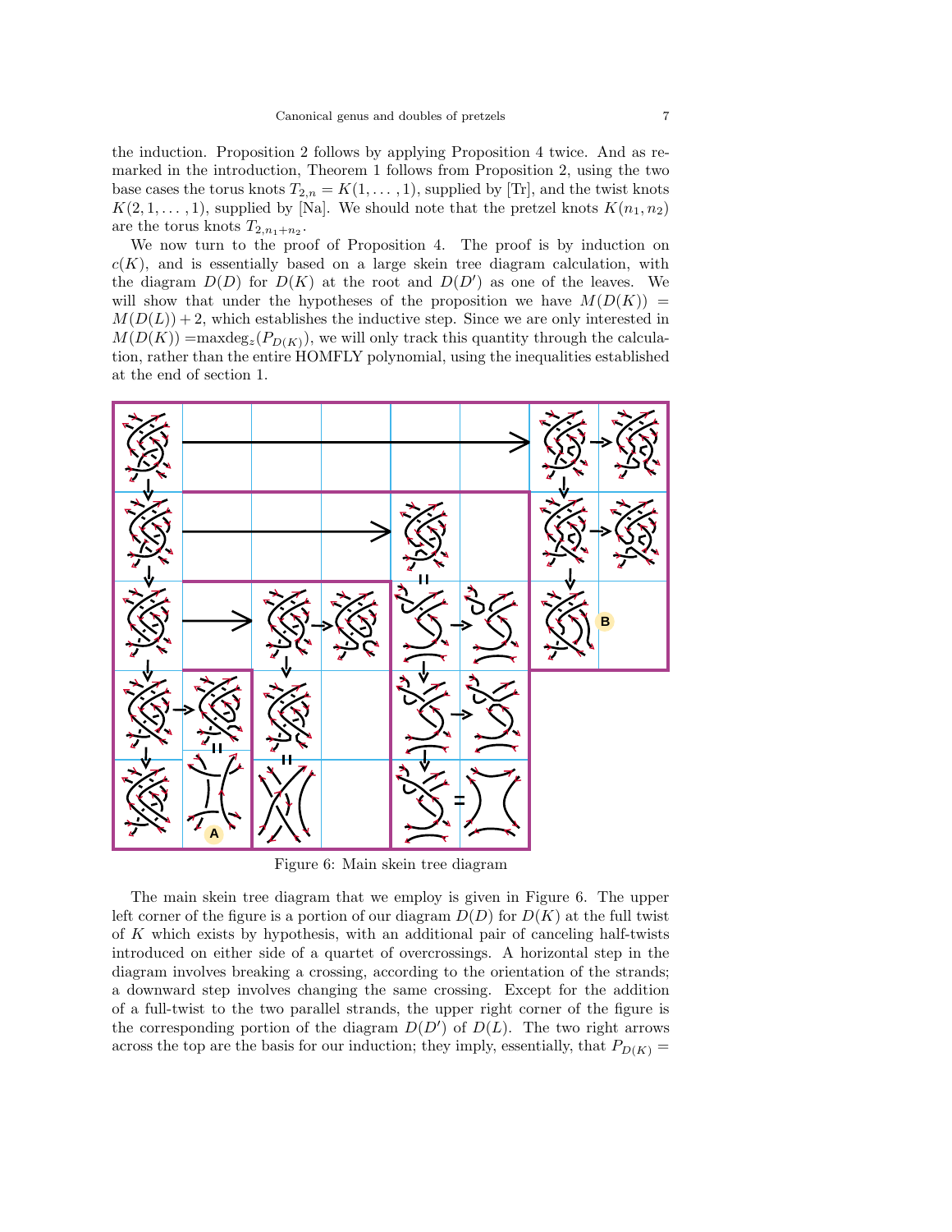the induction. Proposition 2 follows by applying Proposition 4 twice. And as remarked in the introduction, Theorem 1 follows from Proposition 2, using the two base cases the torus knots $T_{2,n} = K(1,\dots,1)$, supplied by [Tr], and the twist knots $K(2,1,\dots,1)$, supplied by [Na]. We should note that the pretzel knots $K(n_1,n_2)$ are the torus knots $T_{2,n_1+n_2}$.

We now turn to the proof of Proposition 4. The proof is by induction on $c(K)$, and is essentially based on a large skein tree diagram calculation, with the diagram $D(D)$ for $D(K)$ at the root and $D(D')$ as one of the leaves. We will show that under the hypotheses of the proposition we have $M(D(K)) = M(D(L)) + 2$, which establishes the inductive step. Since we are only interested in $M(D(K)) = \text{maxdeg}_z(P_{D(K)})$, we will only track this quantity through the calculation, rather than the entire HOMFLY polynomial, using the inequalities established at the end of section 1.

Figure 6: Main skein tree diagram

The main skein tree diagram that we employ is given in Figure 6. The upper left corner of the figure is a portion of our diagram $D(D)$ for $D(K)$ at the full twist of $K$ which exists by hypothesis, with an additional pair of canceling half-twists introduced on either side of a quartet of overcrossings. A horizontal step in the diagram involves breaking a crossing, according to the orientation of the strands; a downward step involves changing the same crossing. Except for the addition of a full-twist to the two parallel strands, the upper right corner of the figure is the corresponding portion of the diagram $D(D')$ of $D(L)$. The two right arrows across the top are the basis for our induction; they imply, essentially, that $P_{D(K)} =$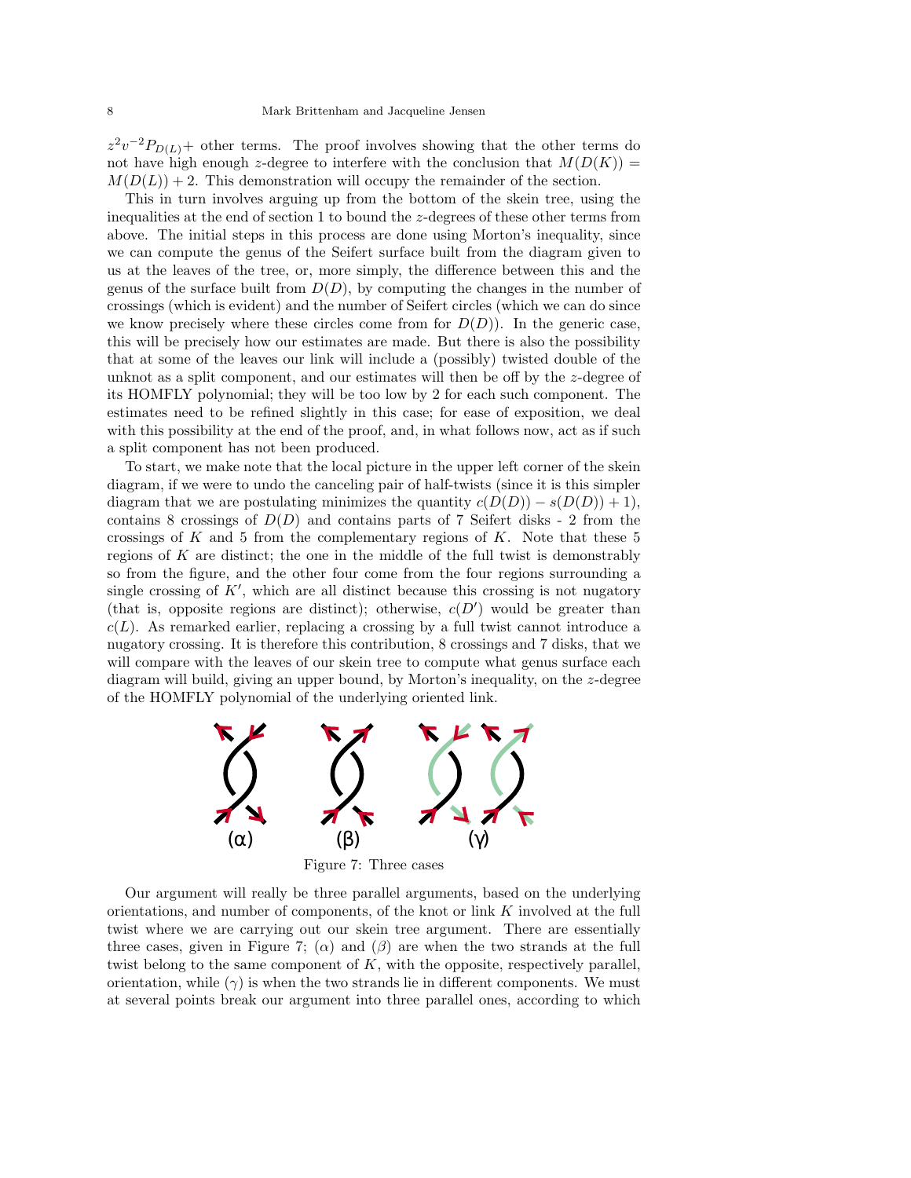$z^2v^{-2}P_{D(L)}+$ other terms. The proof involves showing that the other terms do not have high enough $z$-degree to interfere with the conclusion that $M(D(K)) = M(D(L)) + 2$. This demonstration will occupy the remainder of the section.

This in turn involves arguing up from the bottom of the skein tree, using the inequalities at the end of section 1 to bound the $z$-degrees of these other terms from above. The initial steps in this process are done using Morton's inequality, since we can compute the genus of the Seifert surface built from the diagram given to us at the leaves of the tree, or, more simply, the difference between this and the genus of the surface built from $D(D)$, by computing the changes in the number of crossings (which is evident) and the number of Seifert circles (which we can do since we know precisely where these circles come from for $D(D)$). In the generic case, this will be precisely how our estimates are made. But there is also the possibility that at some of the leaves our link will include a (possibly) twisted double of the unknot as a split component, and our estimates will then be off by the $z$-degree of its HOMFLY polynomial; they will be too low by 2 for each such component. The estimates need to be refined slightly in this case; for ease of exposition, we deal with this possibility at the end of the proof, and, in what follows now, act as if such a split component has not been produced.

To start, we make note that the local picture in the upper left corner of the skein diagram, if we were to undo the canceling pair of half-twists (since it is this simpler diagram that we are postulating minimizes the quantity $c(D(D)) - s(D(D)) + 1$), contains 8 crossings of $D(D)$ and contains parts of 7 Seifert disks - 2 from the crossings of $K$ and 5 from the complementary regions of $K$. Note that these 5 regions of $K$ are distinct; the one in the middle of the full twist is demonstrably so from the figure, and the other four come from the four regions surrounding a single crossing of $K'$, which are all distinct because this crossing is not nugatory (that is, opposite regions are distinct); otherwise, $c(D')$ would be greater than $c(L)$. As remarked earlier, replacing a crossing by a full twist cannot introduce a nugatory crossing. It is therefore this contribution, 8 crossings and 7 disks, that we will compare with the leaves of our skein tree to compute what genus surface each diagram will build, giving an upper bound, by Morton's inequality, on the $z$-degree of the HOMFLY polynomial of the underlying oriented link.

Figure 7: Three cases

Our argument will really be three parallel arguments, based on the underlying orientations, and number of components, of the knot or link $K$ involved at the full twist where we are carrying out our skein tree argument. There are essentially three cases, given in Figure 7; $(\alpha)$ and $(\beta)$ are when the two strands at the full twist belong to the same component of $K$, with the opposite, respectively parallel, orientation, while $(\gamma)$ is when the two strands lie in different components. We must at several points break our argument into three parallel ones, according to which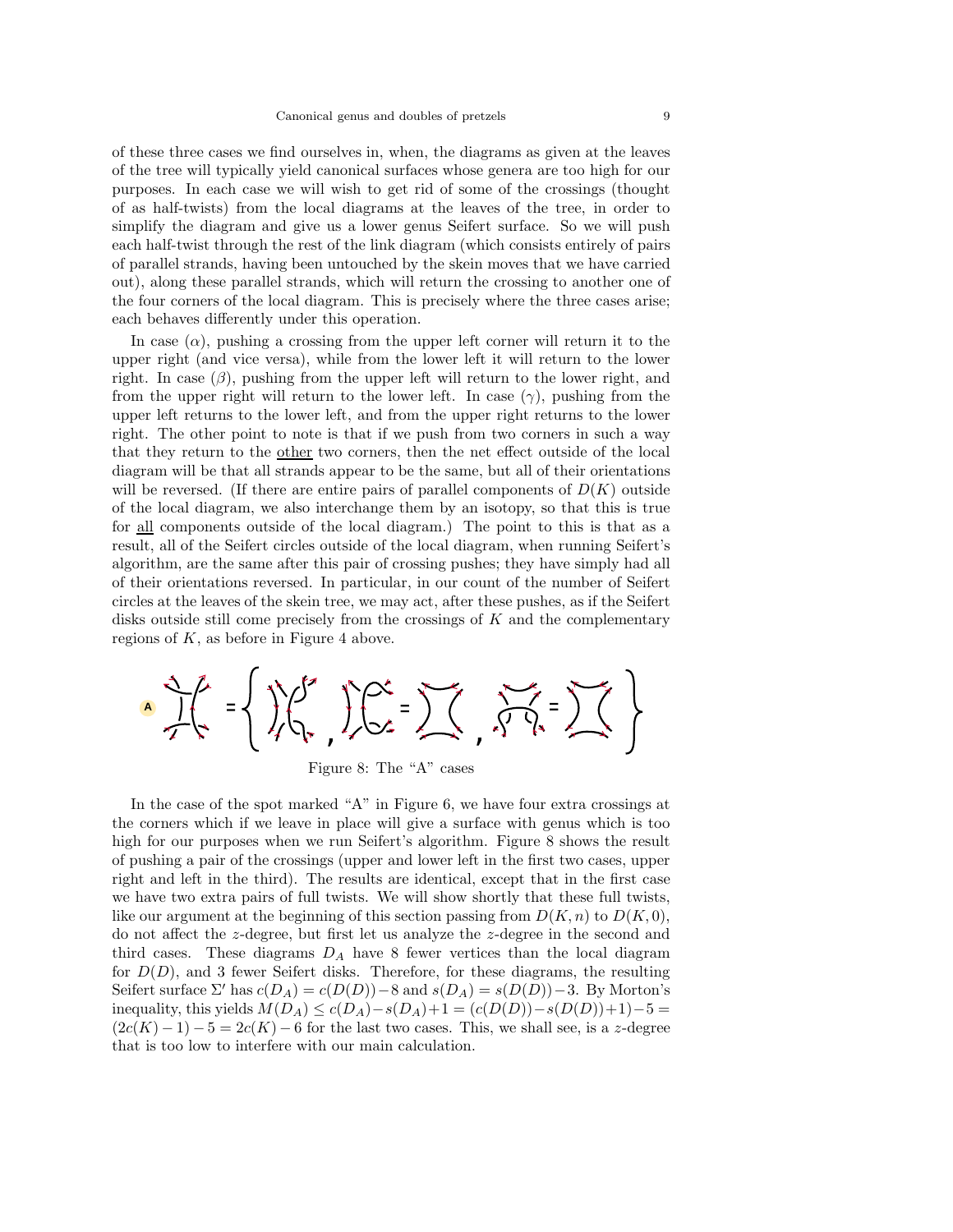of these three cases we find ourselves in, when, the diagrams as given at the leaves of the tree will typically yield canonical surfaces whose genera are too high for our purposes. In each case we will wish to get rid of some of the crossings (thought of as half-twists) from the local diagrams at the leaves of the tree, in order to simplify the diagram and give us a lower genus Seifert surface. So we will push each half-twist through the rest of the link diagram (which consists entirely of pairs of parallel strands, having been untouched by the skein moves that we have carried out), along these parallel strands, which will return the crossing to another one of the four corners of the local diagram. This is precisely where the three cases arise; each behaves differently under this operation.

In case ($\alpha$), pushing a crossing from the upper left corner will return it to the upper right (and vice versa), while from the lower left it will return to the lower right. In case ($\beta$), pushing from the upper left will return to the lower right, and from the upper right will return to the lower left. In case ($\gamma$), pushing from the upper left returns to the lower left, and from the upper right returns to the lower right. The other point to note is that if we push from two corners in such a way that they return to the other two corners, then the net effect outside of the local diagram will be that all strands appear to be the same, but all of their orientations will be reversed. (If there are entire pairs of parallel components of $D(K)$ outside of the local diagram, we also interchange them by an isotopy, so that this is true for all components outside of the local diagram.) The point to this is that as a result, all of the Seifert circles outside of the local diagram, when running Seifert's algorithm, are the same after this pair of crossing pushes; they have simply had all of their orientations reversed. In particular, in our count of the number of Seifert circles at the leaves of the skein tree, we may act, after these pushes, as if the Seifert disks outside still come precisely from the crossings of $K$ and the complementary regions of $K$, as before in Figure 4 above.

Figure 8: The "A" cases

In the case of the spot marked "A" in Figure 6, we have four extra crossings at the corners which if we leave in place will give a surface with genus which is too high for our purposes when we run Seifert's algorithm. Figure 8 shows the result of pushing a pair of the crossings (upper and lower left in the first two cases, upper right and left in the third). The results are identical, except that in the first case we have two extra pairs of full twists. We will show shortly that these full twists, like our argument at the beginning of this section passing from $D(K, n)$ to $D(K, 0)$, do not affect the $z$-degree, but first let us analyze the $z$-degree in the second and third cases. These diagrams $D_A$ have 8 fewer vertices than the local diagram for $D(D)$, and 3 fewer Seifert disks. Therefore, for these diagrams, the resulting Seifert surface $\Sigma'$ has $c(D_A) = c(D(D)) - 8$ and $s(D_A) = s(D(D)) - 3$. By Morton's inequality, this yields $M(D_A) \leq c(D_A) - s(D_A) + 1 = (c(D(D)) - s(D(D)) + 1) - 5 = (2c(K) - 1) - 5 = 2c(K) - 6$ for the last two cases. This, we shall see, is a $z$-degree that is too low to interfere with our main calculation.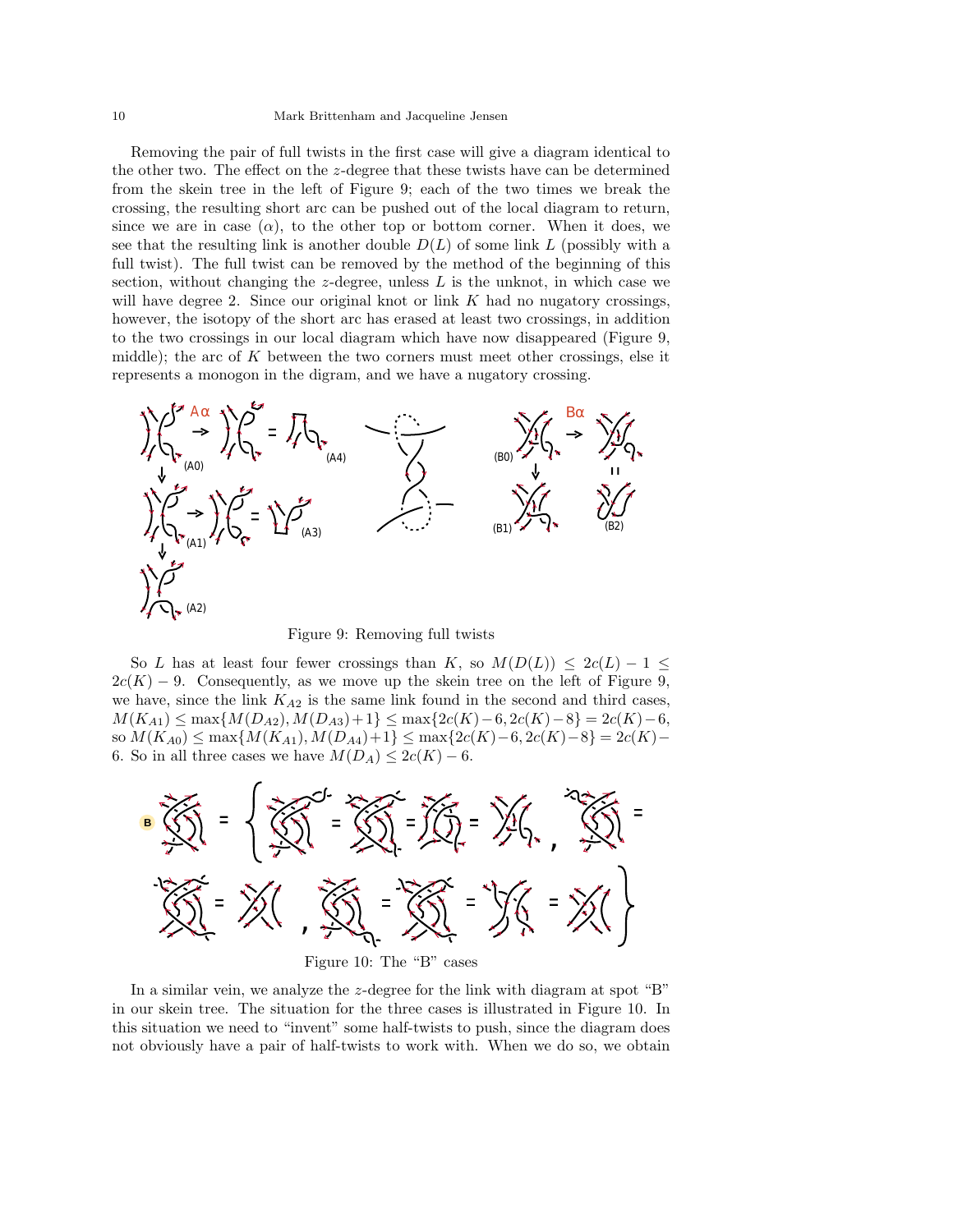Removing the pair of full twists in the first case will give a diagram identical to the other two. The effect on the $z$-degree that these twists have can be determined from the skein tree in the left of Figure 9; each of the two times we break the crossing, the resulting short arc can be pushed out of the local diagram to return, since we are in case ($\alpha$), to the other top or bottom corner. When it does, we see that the resulting link is another double $D(L)$ of some link $L$ (possibly with a full twist). The full twist can be removed by the method of the beginning of this section, without changing the $z$-degree, unless $L$ is the unknot, in which case we will have degree 2. Since our original knot or link $K$ had no nugatory crossings, however, the isotopy of the short arc has erased at least two crossings, in addition to the two crossings in our local diagram which have now disappeared (Figure 9, middle); the arc of $K$ between the two corners must meet other crossings, else it represents a monogon in the digram, and we have a nugatory crossing.

Figure 9: Removing full twists

So $L$ has at least four fewer crossings than $K$, so $M(D(L)) \leq 2c(L) - 1 \leq 2c(K) - 9$. Consequently, as we move up the skein tree on the left of Figure 9, we have, since the link $K_{A2}$ is the same link found in the second and third cases, $M(K_{A1}) \leq \max\{M(D_{A2}), M(D_{A3})+1\} \leq \max\{2c(K)-6, 2c(K)-8\} = 2c(K)-6$, so $M(K_{A0}) \leq \max\{M(K_{A1}), M(D_{A4})+1\} \leq \max\{2c(K)-6, 2c(K)-8\} = 2c(K)-6$. So in all three cases we have $M(D_A) \leq 2c(K) - 6$.

Figure 10: The "B" cases

In a similar vein, we analyze the $z$-degree for the link with diagram at spot "B" in our skein tree. The situation for the three cases is illustrated in Figure 10. In this situation we need to "invent" some half-twists to push, since the diagram does not obviously have a pair of half-twists to work with. When we do so, we obtain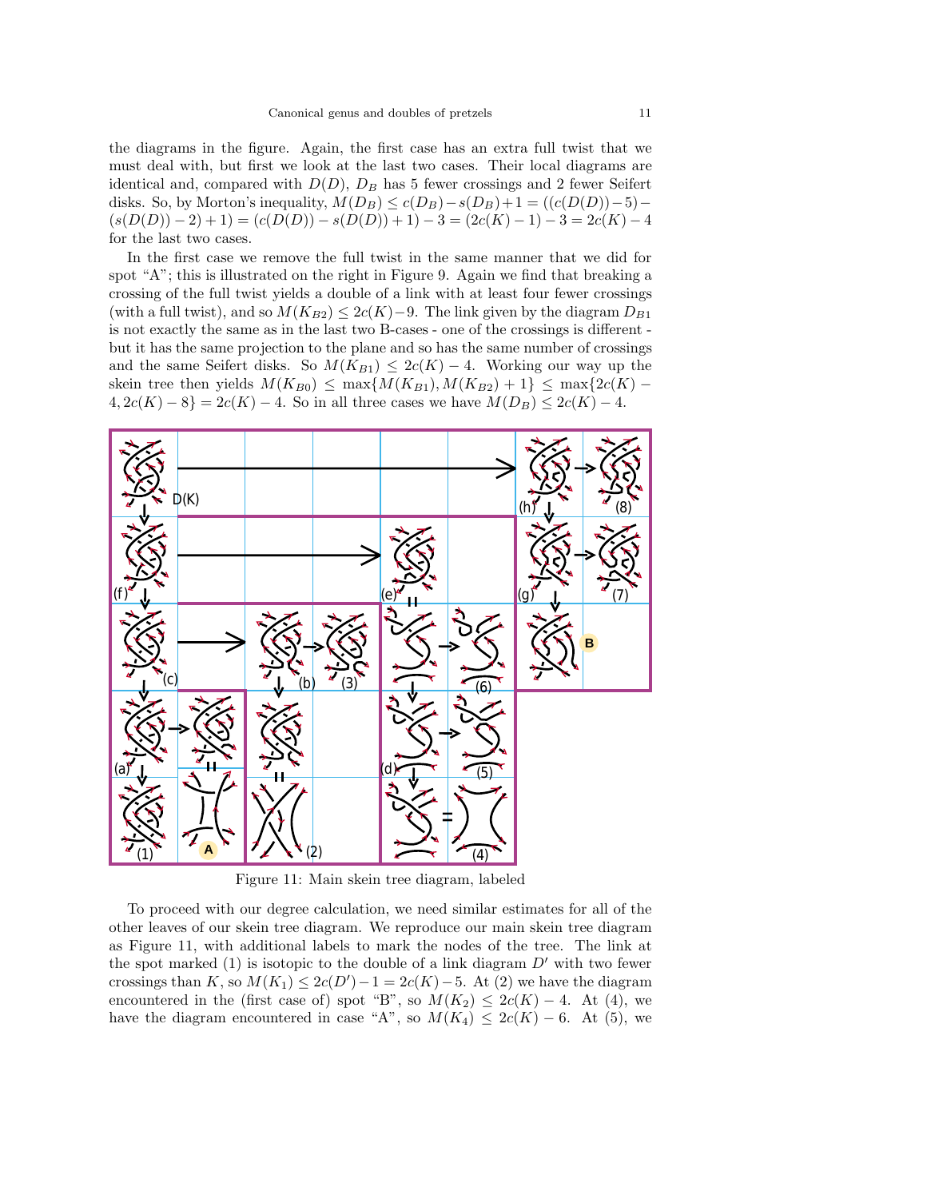the diagrams in the figure. Again, the first case has an extra full twist that we must deal with, but first we look at the last two cases. Their local diagrams are identical and, compared with $D(D)$, $D_B$ has 5 fewer crossings and 2 fewer Seifert disks. So, by Morton's inequality, $M(D_B) \leq c(D_B) - s(D_B) + 1 = ((c(D(D)) - 5) - (s(D(D)) - 2) + 1) = (c(D(D)) - s(D(D)) + 1) - 3 = (2c(K) - 1) - 3 = 2c(K) - 4$ for the last two cases.

In the first case we remove the full twist in the same manner that we did for spot "A"; this is illustrated on the right in Figure 9. Again we find that breaking a crossing of the full twist yields a double of a link with at least four fewer crossings (with a full twist), and so $M(K_{B2}) \leq 2c(K) - 9$. The link given by the diagram $D_{B1}$ is not exactly the same as in the last two B-cases - one of the crossings is different - but it has the same projection to the plane and so has the same number of crossings and the same Seifert disks. So $M(K_{B1}) \leq 2c(K) - 4$. Working our way up the skein tree then yields $M(K_{B0}) \leq \max\{M(K_{B1}), M(K_{B2}) + 1\} \leq \max\{2c(K) - 4, 2c(K) - 8\} = 2c(K) - 4$. So in all three cases we have $M(D_B) \leq 2c(K) - 4$.

Figure 11: Main skein tree diagram, labeled

To proceed with our degree calculation, we need similar estimates for all of the other leaves of our skein tree diagram. We reproduce our main skein tree diagram as Figure 11, with additional labels to mark the nodes of the tree. The link at the spot marked (1) is isotopic to the double of a link diagram $D'$ with two fewer crossings than $K$, so $M(K_1) \leq 2c(D') - 1 = 2c(K) - 5$. At (2) we have the diagram encountered in the (first case of) spot "B", so $M(K_2) \leq 2c(K) - 4$. At (4), we have the diagram encountered in case "A", so $M(K_4) \leq 2c(K) - 6$. At (5), we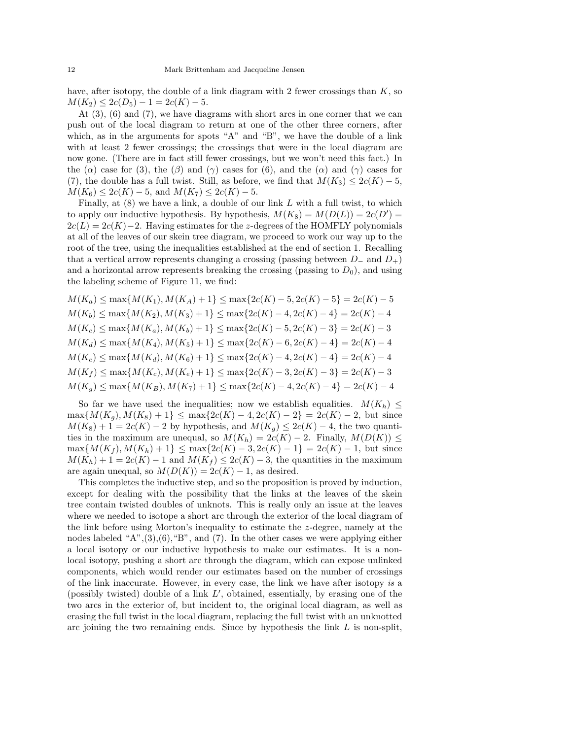have, after isotopy, the double of a link diagram with 2 fewer crossings than $K$, so $M(K_2) \leq 2c(D_5) - 1 = 2c(K) - 5$.

At (3), (6) and (7), we have diagrams with short arcs in one corner that we can push out of the local diagram to return at one of the other three corners, after which, as in the arguments for spots "A" and "B", we have the double of a link with at least 2 fewer crossings; the crossings that were in the local diagram are now gone. (There are in fact still fewer crossings, but we won't need this fact.) In the ($\alpha$) case for (3), the ($\beta$) and ($\gamma$) cases for (6), and the ($\alpha$) and ($\gamma$) cases for (7), the double has a full twist. Still, as before, we find that $M(K_3) \leq 2c(K) - 5$, $M(K_6) \leq 2c(K) - 5$, and $M(K_7) \leq 2c(K) - 5$.

Finally, at (8) we have a link, a double of our link $L$ with a full twist, to which to apply our inductive hypothesis. By hypothesis, $M(K_8) = M(D(L)) = 2c(D') = 2c(L) = 2c(K) - 2$. Having estimates for the $z$-degrees of the HOMFLY polynomials at all of the leaves of our skein tree diagram, we proceed to work our way up to the root of the tree, using the inequalities established at the end of section 1. Recalling that a vertical arrow represents changing a crossing (passing between $D_-$ and $D_+$) and a horizontal arrow represents breaking the crossing (passing to $D_0$), and using the labeling scheme of Figure 11, we find:

$$M(K_a) \leq \max\{M(K_1), M(K_A) + 1\} \leq \max\{2c(K) - 5, 2c(K) - 5\} = 2c(K) - 5$$
$$M(K_b) \leq \max\{M(K_2), M(K_3) + 1\} \leq \max\{2c(K) - 4, 2c(K) - 4\} = 2c(K) - 4$$
$$M(K_c) \leq \max\{M(K_a), M(K_b) + 1\} \leq \max\{2c(K) - 5, 2c(K) - 3\} = 2c(K) - 3$$
$$M(K_d) \leq \max\{M(K_4), M(K_5) + 1\} \leq \max\{2c(K) - 6, 2c(K) - 4\} = 2c(K) - 4$$
$$M(K_e) \leq \max\{M(K_d), M(K_6) + 1\} \leq \max\{2c(K) - 4, 2c(K) - 4\} = 2c(K) - 4$$
$$M(K_f) \leq \max\{M(K_c), M(K_e) + 1\} \leq \max\{2c(K) - 3, 2c(K) - 3\} = 2c(K) - 3$$
$$M(K_g) \leq \max\{M(K_B), M(K_7) + 1\} \leq \max\{2c(K) - 4, 2c(K) - 4\} = 2c(K) - 4$$

So far we have used the inequalities; now we establish equalities. $M(K_h) \leq \max\{M(K_g), M(K_8) + 1\} \leq \max\{2c(K) - 4, 2c(K) - 2\} = 2c(K) - 2$, but since $M(K_8) + 1 = 2c(K) - 2$ by hypothesis, and $M(K_g) \leq 2c(K) - 4$, the two quantities in the maximum are unequal, so $M(K_h) = 2c(K) - 2$. Finally, $M(D(K)) \leq \max\{M(K_f), M(K_h) + 1\} \leq \max\{2c(K) - 3, 2c(K) - 1\} = 2c(K) - 1$, but since $M(K_h) + 1 = 2c(K) - 1$ and $M(K_f) \leq 2c(K) - 3$, the quantities in the maximum are again unequal, so $M(D(K)) = 2c(K) - 1$, as desired.

This completes the inductive step, and so the proposition is proved by induction, except for dealing with the possibility that the links at the leaves of the skein tree contain twisted doubles of unknots. This is really only an issue at the leaves where we needed to isotope a short arc through the exterior of the local diagram of the link before using Morton's inequality to estimate the $z$-degree, namely at the nodes labeled "A",(3),(6),"B", and (7). In the other cases we were applying either a local isotopy or our inductive hypothesis to make our estimates. It is a non-local isotopy, pushing a short arc through the diagram, which can expose unlinked components, which would render our estimates based on the number of crossings of the link inaccurate. However, in every case, the link we have after isotopy *is* a (possibly twisted) double of a link $L'$, obtained, essentially, by erasing one of the two arcs in the exterior of, but incident to, the original local diagram, as well as erasing the full twist in the local diagram, replacing the full twist with an unknotted arc joining the two remaining ends. Since by hypothesis the link $L$ is non-split,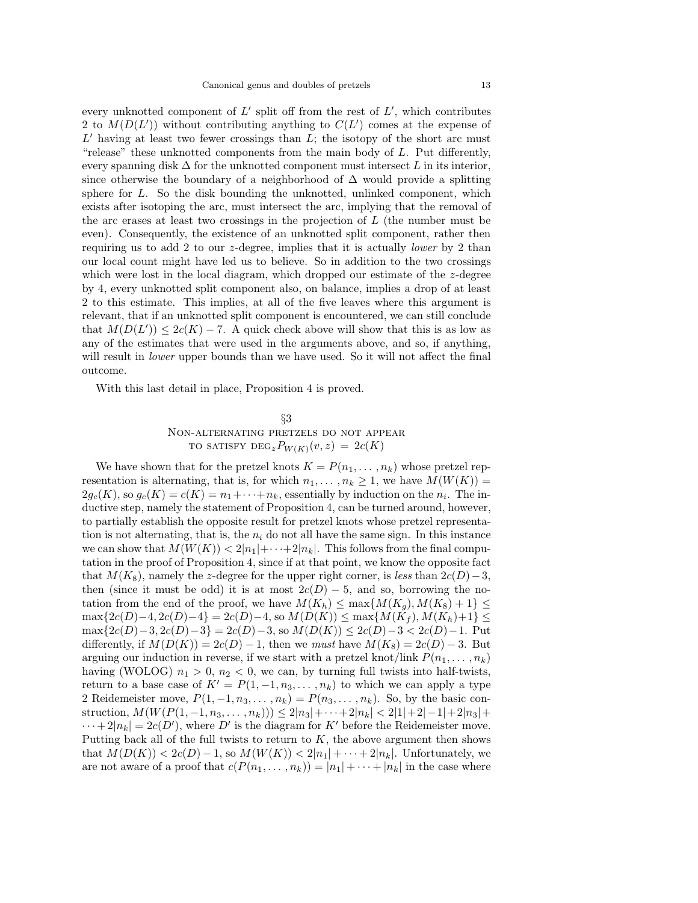every unknotted component of $L'$ split off from the rest of $L'$, which contributes 2 to $M(D(L'))$ without contributing anything to $C(L')$ comes at the expense of $L'$ having at least two fewer crossings than $L$; the isotopy of the short arc must "release" these unknotted components from the main body of $L$. Put differently, every spanning disk $\Delta$ for the unknotted component must intersect $L$ in its interior, since otherwise the boundary of a neighborhood of $\Delta$ would provide a splitting sphere for $L$. So the disk bounding the unknotted, unlinked component, which exists after isotoping the arc, must intersect the arc, implying that the removal of the arc erases at least two crossings in the projection of $L$ (the number must be even). Consequently, the existence of an unknotted split component, rather then requiring us to add 2 to our $z$-degree, implies that it is actually *lower* by 2 than our local count might have led us to believe. So in addition to the two crossings which were lost in the local diagram, which dropped our estimate of the $z$-degree by 4, every unknotted split component also, on balance, implies a drop of at least 2 to this estimate. This implies, at all of the five leaves where this argument is relevant, that if an unknotted split component is encountered, we can still conclude that $M(D(L')) \leq 2c(K) - 7$. A quick check above will show that this is as low as any of the estimates that were used in the arguments above, and so, if anything, will result in *lower* upper bounds than we have used. So it will not affect the final outcome.

With this last detail in place, Proposition 4 is proved.

## §3
## Non-alternating pretzels do not appear to satisfy $\deg_z P_{W(K)}(v,z) = 2c(K)$

We have shown that for the pretzel knots $K = P(n_1, \ldots, n_k)$ whose pretzel representation is alternating, that is, for which $n_1, \ldots, n_k \geq 1$, we have $M(W(K)) = 2g_c(K)$, so $g_c(K) = c(K) = n_1 + \cdots + n_k$, essentially by induction on the $n_i$. The inductive step, namely the statement of Proposition 4, can be turned around, however, to partially establish the opposite result for pretzel knots whose pretzel representation is not alternating, that is, the $n_i$ do not all have the same sign. In this instance we can show that $M(W(K)) < 2|n_1| + \cdots + 2|n_k|$. This follows from the final computation in the proof of Proposition 4, since if at that point, we know the opposite fact that $M(K_8)$, namely the $z$-degree for the upper right corner, is *less* than $2c(D) - 3$, then (since it must be odd) it is at most $2c(D) - 5$, and so, borrowing the notation from the end of the proof, we have $M(K_h) \leq \max\{M(K_g), M(K_8) + 1\} \leq \max\{2c(D) - 4, 2c(D) - 4\} = 2c(D) - 4$, so $M(D(K)) \leq \max\{M(K_f), M(K_h) + 1\} \leq \max\{2c(D) - 3, 2c(D) - 3\} = 2c(D) - 3$, so $M(D(K)) \leq 2c(D) - 3 < 2c(D) - 1$. Put differently, if $M(D(K)) = 2c(D) - 1$, then we *must* have $M(K_8) = 2c(D) - 3$. But arguing our induction in reverse, if we start with a pretzel knot/link $P(n_1, \ldots, n_k)$ having (WOLOG) $n_1 > 0$, $n_2 < 0$, we can, by turning full twists into half-twists, return to a base case of $K' = P(1, -1, n_3, \ldots, n_k)$ to which we can apply a type 2 Reidemeister move, $P(1, -1, n_3, \ldots, n_k) = P(n_3, \ldots, n_k)$. So, by the basic construction, $M(W(P(1, -1, n_3, \ldots, n_k))) \leq 2|n_3| + \cdots + 2|n_k| < 2|1| + 2|-1| + 2|n_3| + \cdots + 2|n_k| = 2c(D')$, where $D'$ is the diagram for $K'$ before the Reidemeister move. Putting back all of the full twists to return to $K$, the above argument then shows that $M(D(K)) < 2c(D) - 1$, so $M(W(K)) < 2|n_1| + \cdots + 2|n_k|$. Unfortunately, we are not aware of a proof that $c(P(n_1, \ldots, n_k)) = |n_1| + \cdots + |n_k|$ in the case where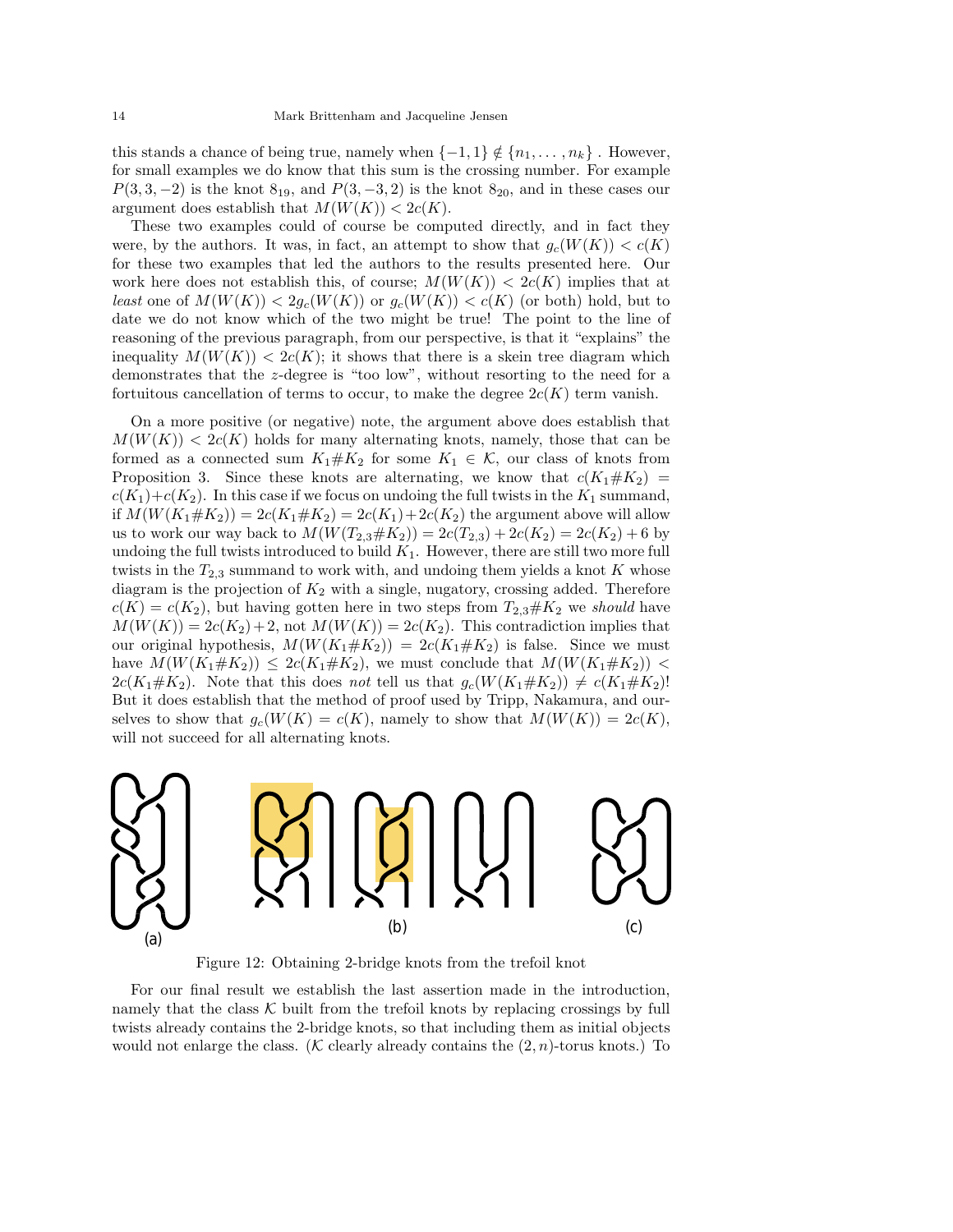this stands a chance of being true, namely when $\{-1, 1\} \notin \{n_1, \ldots, n_k\}$ . However, for small examples we do know that this sum is the crossing number. For example $P(3, 3, -2)$ is the knot $8_{19}$, and $P(3, -3, 2)$ is the knot $8_{20}$, and in these cases our argument does establish that $M(W(K)) < 2c(K)$.

These two examples could of course be computed directly, and in fact they were, by the authors. It was, in fact, an attempt to show that $g_c(W(K)) < c(K)$ for these two examples that led the authors to the results presented here. Our work here does not establish this, of course; $M(W(K)) < 2c(K)$ implies that at *least* one of $M(W(K)) < 2g_c(W(K))$ or $g_c(W(K)) < c(K)$ (or both) hold, but to date we do not know which of the two might be true! The point to the line of reasoning of the previous paragraph, from our perspective, is that it "explains" the inequality $M(W(K)) < 2c(K)$; it shows that there is a skein tree diagram which demonstrates that the $z$-degree is "too low", without resorting to the need for a fortuitous cancellation of terms to occur, to make the degree $2c(K)$ term vanish.

On a more positive (or negative) note, the argument above does establish that $M(W(K)) < 2c(K)$ holds for many alternating knots, namely, those that can be formed as a connected sum $K_1 \# K_2$ for some $K_1 \in \mathcal{K}$, our class of knots from Proposition 3. Since these knots are alternating, we know that $c(K_1 \# K_2) = c(K_1) + c(K_2)$. In this case if we focus on undoing the full twists in the $K_1$ summand, if $M(W(K_1 \# K_2)) = 2c(K_1 \# K_2) = 2c(K_1) + 2c(K_2)$ the argument above will allow us to work our way back to $M(W(T_{2,3} \# K_2)) = 2c(T_{2,3}) + 2c(K_2) = 2c(K_2) + 6$ by undoing the full twists introduced to build $K_1$. However, there are still two more full twists in the $T_{2,3}$ summand to work with, and undoing them yields a knot $K$ whose diagram is the projection of $K_2$ with a single, nugatory, crossing added. Therefore $c(K) = c(K_2)$, but having gotten here in two steps from $T_{2,3} \# K_2$ we *should* have $M(W(K)) = 2c(K_2) + 2$, not $M(W(K)) = 2c(K_2)$. This contradiction implies that our original hypothesis, $M(W(K_1 \# K_2)) = 2c(K_1 \# K_2)$ is false. Since we must have $M(W(K_1 \# K_2)) \leq 2c(K_1 \# K_2)$, we must conclude that $M(W(K_1 \# K_2)) < 2c(K_1 \# K_2)$. Note that this does *not* tell us that $g_c(W(K_1 \# K_2)) \neq c(K_1 \# K_2)$! But it does establish that the method of proof used by Tripp, Nakamura, and ourselves to show that $g_c(W(K) = c(K)$, namely to show that $M(W(K)) = 2c(K)$, will not succeed for all alternating knots.

Figure 12: Obtaining 2-bridge knots from the trefoil knot

For our final result we establish the last assertion made in the introduction, namely that the class $\mathcal{K}$ built from the trefoil knots by replacing crossings by full twists already contains the 2-bridge knots, so that including them as initial objects would not enlarge the class. ($\mathcal{K}$ clearly already contains the $(2, n)$-torus knots.) To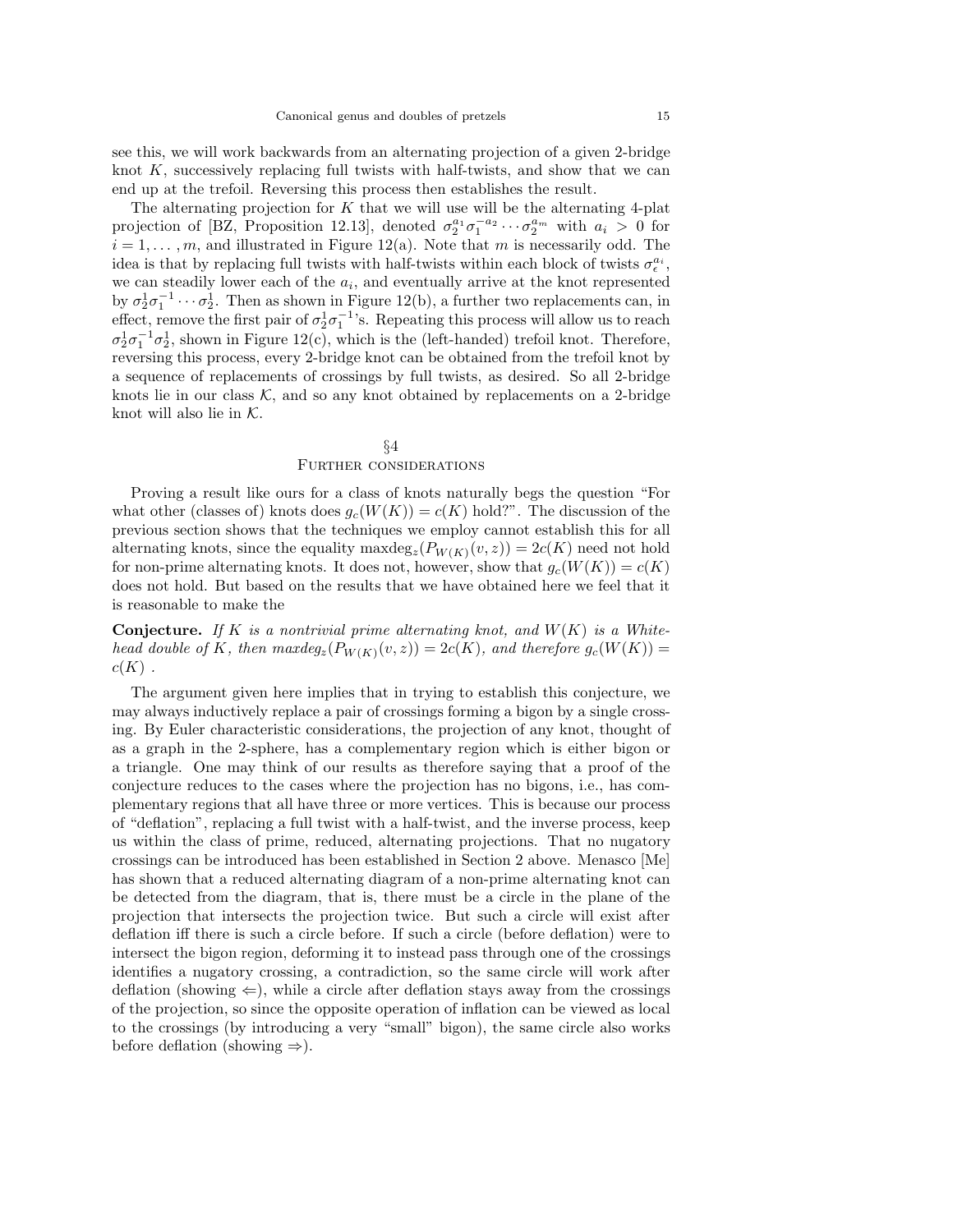see this, we will work backwards from an alternating projection of a given 2-bridge knot $K$, successively replacing full twists with half-twists, and show that we can end up at the trefoil. Reversing this process then establishes the result.

The alternating projection for $K$ that we will use will be the alternating 4-plat projection of [BZ, Proposition 12.13], denoted $\sigma_2^{a_1}\sigma_1^{-a_2}\cdots\sigma_2^{a_m}$ with $a_i > 0$ for $i = 1, \ldots, m$, and illustrated in Figure 12(a). Note that $m$ is necessarily odd. The idea is that by replacing full twists with half-twists within each block of twists $\sigma_\epsilon^{a_i}$, we can steadily lower each of the $a_i$, and eventually arrive at the knot represented by $\sigma_2^1\sigma_1^{-1}\cdots\sigma_2^1$. Then as shown in Figure 12(b), a further two replacements can, in effect, remove the first pair of $\sigma_2^1\sigma_1^{-1}$'s. Repeating this process will allow us to reach $\sigma_2^1\sigma_1^{-1}\sigma_2^1$, shown in Figure 12(c), which is the (left-handed) trefoil knot. Therefore, reversing this process, every 2-bridge knot can be obtained from the trefoil knot by a sequence of replacements of crossings by full twists, as desired. So all 2-bridge knots lie in our class $\mathcal{K}$, and so any knot obtained by replacements on a 2-bridge knot will also lie in $\mathcal{K}$.

## §4
## Further considerations

Proving a result like ours for a class of knots naturally begs the question "For what other (classes of) knots does $g_c(W(K)) = c(K)$ hold?". The discussion of the previous section shows that the techniques we employ cannot establish this for all alternating knots, since the equality $\text{maxdeg}_z(P_{W(K)}(v,z)) = 2c(K)$ need not hold for non-prime alternating knots. It does not, however, show that $g_c(W(K)) = c(K)$ does not hold. But based on the results that we have obtained here we feel that it is reasonable to make the

**Conjecture.** *If $K$ is a nontrivial prime alternating knot, and $W(K)$ is a Whitehead double of $K$, then $\text{maxdeg}_z(P_{W(K)}(v,z)) = 2c(K)$, and therefore $g_c(W(K)) = c(K)$ .*

The argument given here implies that in trying to establish this conjecture, we may always inductively replace a pair of crossings forming a bigon by a single crossing. By Euler characteristic considerations, the projection of any knot, thought of as a graph in the 2-sphere, has a complementary region which is either bigon or a triangle. One may think of our results as therefore saying that a proof of the conjecture reduces to the cases where the projection has no bigons, i.e., has complementary regions that all have three or more vertices. This is because our process of "deflation", replacing a full twist with a half-twist, and the inverse process, keep us within the class of prime, reduced, alternating projections. That no nugatory crossings can be introduced has been established in Section 2 above. Menasco [Me] has shown that a reduced alternating diagram of a non-prime alternating knot can be detected from the diagram, that is, there must be a circle in the plane of the projection that intersects the projection twice. But such a circle will exist after deflation iff there is such a circle before. If such a circle (before deflation) were to intersect the bigon region, deforming it to instead pass through one of the crossings identifies a nugatory crossing, a contradiction, so the same circle will work after deflation (showing $\Leftarrow$), while a circle after deflation stays away from the crossings of the projection, so since the opposite operation of inflation can be viewed as local to the crossings (by introducing a very "small" bigon), the same circle also works before deflation (showing $\Rightarrow$).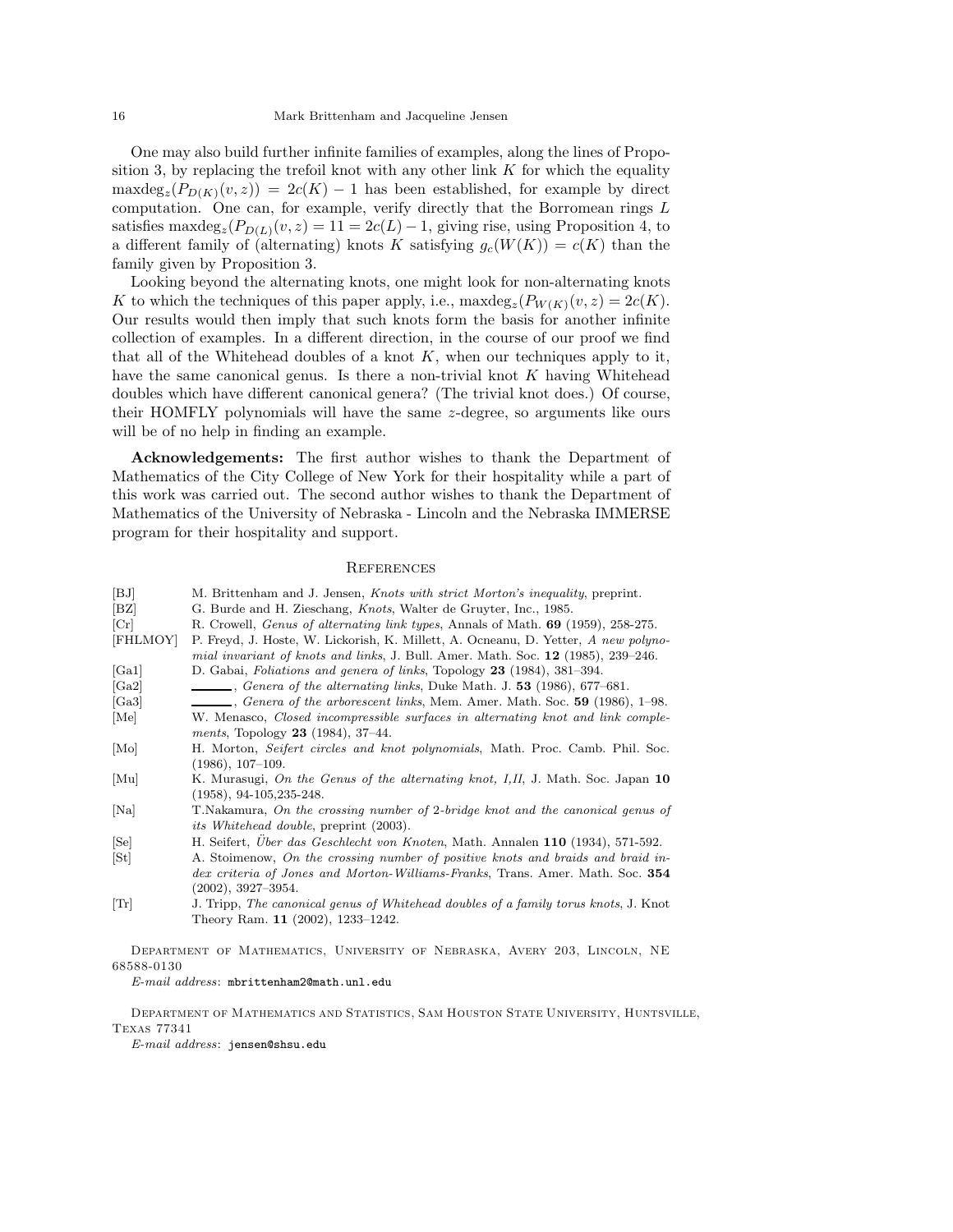One may also build further infinite families of examples, along the lines of Proposition 3, by replacing the trefoil knot with any other link $K$ for which the equality $\text{maxdeg}_z(P_{D(K)}(v,z)) = 2c(K) - 1$ has been established, for example by direct computation. One can, for example, verify directly that the Borromean rings $L$ satisfies $\text{maxdeg}_z(P_{D(L)}(v,z) = 11 = 2c(L) - 1$, giving rise, using Proposition 4, to a different family of (alternating) knots $K$ satisfying $g_c(W(K)) = c(K)$ than the family given by Proposition 3.

Looking beyond the alternating knots, one might look for non-alternating knots $K$ to which the techniques of this paper apply, i.e., $\text{maxdeg}_z(P_{W(K)}(v,z) = 2c(K)$. Our results would then imply that such knots form the basis for another infinite collection of examples. In a different direction, in the course of our proof we find that all of the Whitehead doubles of a knot $K$, when our techniques apply to it, have the same canonical genus. Is there a non-trivial knot $K$ having Whitehead doubles which have different canonical genera? (The trivial knot does.) Of course, their HOMFLY polynomials will have the same $z$-degree, so arguments like ours will be of no help in finding an example.

**Acknowledgements:** The first author wishes to thank the Department of Mathematics of the City College of New York for their hospitality while a part of this work was carried out. The second author wishes to thank the Department of Mathematics of the University of Nebraska - Lincoln and the Nebraska IMMERSE program for their hospitality and support.

## References

[BJ] M. Brittenham and J. Jensen, *Knots with strict Morton's inequality*, preprint.

[BZ] G. Burde and H. Zieschang, *Knots*, Walter de Gruyter, Inc., 1985.

[Cr] R. Crowell, *Genus of alternating link types*, Annals of Math. **69** (1959), 258-275.

[FHLMOY] P. Freyd, J. Hoste, W. Lickorish, K. Millett, A. Ocneanu, D. Yetter, *A new polynomial invariant of knots and links*, J. Bull. Amer. Math. Soc. **12** (1985), 239–246.

[Ga1] D. Gabai, *Foliations and genera of links*, Topology **23** (1984), 381–394.

[Ga2] ———, *Genera of the alternating links*, Duke Math. J. **53** (1986), 677–681.

[Ga3] ———, *Genera of the arborescent links*, Mem. Amer. Math. Soc. **59** (1986), 1–98.

[Me] W. Menasco, *Closed incompressible surfaces in alternating knot and link complements*, Topology **23** (1984), 37–44.

[Mo] H. Morton, *Seifert circles and knot polynomials*, Math. Proc. Camb. Phil. Soc. (1986), 107–109.

[Mu] K. Murasugi, *On the Genus of the alternating knot, I,II*, J. Math. Soc. Japan **10** (1958), 94-105,235-248.

[Na] T.Nakamura, *On the crossing number of 2-bridge knot and the canonical genus of its Whitehead double*, preprint (2003).

[Se] H. Seifert, *Über das Geschlecht von Knoten*, Math. Annalen **110** (1934), 571-592.

[St] A. Stoimenow, *On the crossing number of positive knots and braids and braid index criteria of Jones and Morton-Williams-Franks*, Trans. Amer. Math. Soc. **354** (2002), 3927–3954.

[Tr] J. Tripp, *The canonical genus of Whitehead doubles of a family torus knots*, J. Knot Theory Ram. **11** (2002), 1233–1242.

Department of Mathematics, University of Nebraska, Avery 203, Lincoln, NE 68588-0130

*E-mail address*: mbrittenham2@math.unl.edu

Department of Mathematics and Statistics, Sam Houston State University, Huntsville, Texas 77341

*E-mail address*: jensen@shsu.edu